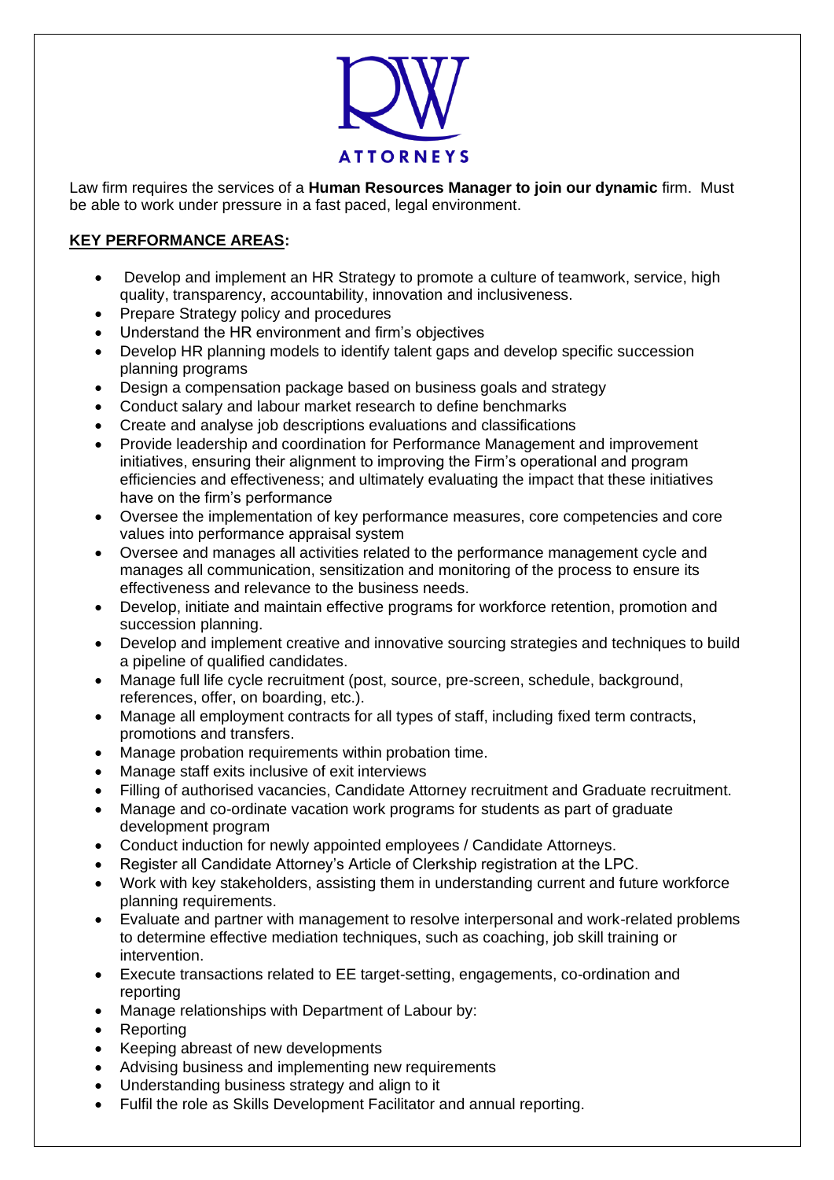RW
ATTORNEYS

Law firm requires the services of a **Human Resources Manager to join our dynamic** firm. Must be able to work under pressure in a fast paced, legal environment.

**KEY PERFORMANCE AREAS:**

- Develop and implement an HR Strategy to promote a culture of teamwork, service, high quality, transparency, accountability, innovation and inclusiveness.
- Prepare Strategy policy and procedures
- Understand the HR environment and firm's objectives
- Develop HR planning models to identify talent gaps and develop specific succession planning programs
- Design a compensation package based on business goals and strategy
- Conduct salary and labour market research to define benchmarks
- Create and analyse job descriptions evaluations and classifications
- Provide leadership and coordination for Performance Management and improvement initiatives, ensuring their alignment to improving the Firm's operational and program efficiencies and effectiveness; and ultimately evaluating the impact that these initiatives have on the firm's performance
- Oversee the implementation of key performance measures, core competencies and core values into performance appraisal system
- Oversee and manages all activities related to the performance management cycle and manages all communication, sensitization and monitoring of the process to ensure its effectiveness and relevance to the business needs.
- Develop, initiate and maintain effective programs for workforce retention, promotion and succession planning.
- Develop and implement creative and innovative sourcing strategies and techniques to build a pipeline of qualified candidates.
- Manage full life cycle recruitment (post, source, pre-screen, schedule, background, references, offer, on boarding, etc.).
- Manage all employment contracts for all types of staff, including fixed term contracts, promotions and transfers.
- Manage probation requirements within probation time.
- Manage staff exits inclusive of exit interviews
- Filling of authorised vacancies, Candidate Attorney recruitment and Graduate recruitment.
- Manage and co-ordinate vacation work programs for students as part of graduate development program
- Conduct induction for newly appointed employees / Candidate Attorneys.
- Register all Candidate Attorney's Article of Clerkship registration at the LPC.
- Work with key stakeholders, assisting them in understanding current and future workforce planning requirements.
- Evaluate and partner with management to resolve interpersonal and work-related problems to determine effective mediation techniques, such as coaching, job skill training or intervention.
- Execute transactions related to EE target-setting, engagements, co-ordination and reporting
- Manage relationships with Department of Labour by:
- Reporting
- Keeping abreast of new developments
- Advising business and implementing new requirements
- Understanding business strategy and align to it
- Fulfil the role as Skills Development Facilitator and annual reporting.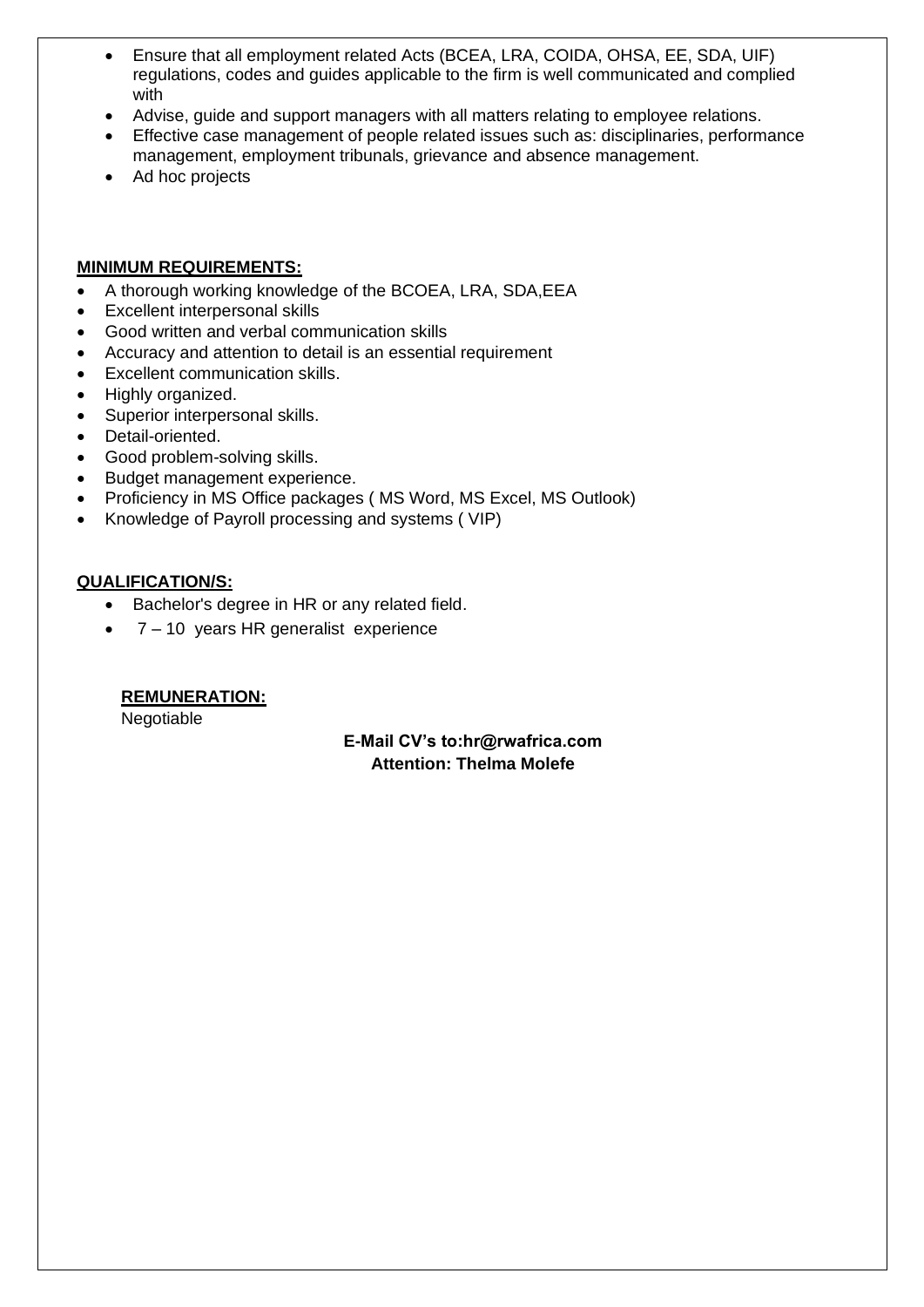- Ensure that all employment related Acts (BCEA, LRA, COIDA, OHSA, EE, SDA, UIF) regulations, codes and guides applicable to the firm is well communicated and complied with
- Advise, guide and support managers with all matters relating to employee relations.
- Effective case management of people related issues such as: disciplinaries, performance management, employment tribunals, grievance and absence management.
- Ad hoc projects

**MINIMUM REQUIREMENTS:**

- A thorough working knowledge of the BCOEA, LRA, SDA,EEA
- Excellent interpersonal skills
- Good written and verbal communication skills
- Accuracy and attention to detail is an essential requirement
- Excellent communication skills.
- Highly organized.
- Superior interpersonal skills.
- Detail-oriented.
- Good problem-solving skills.
- Budget management experience.
- Proficiency in MS Office packages ( MS Word, MS Excel, MS Outlook)
- Knowledge of Payroll processing and systems ( VIP)

**QUALIFICATION/S:**

- Bachelor's degree in HR or any related field.
- 7 – 10 years HR generalist experience

**REMUNERATION:**

Negotiable

**E-Mail CV's to:hr@rwafrica.com**
**Attention: Thelma Molefe**